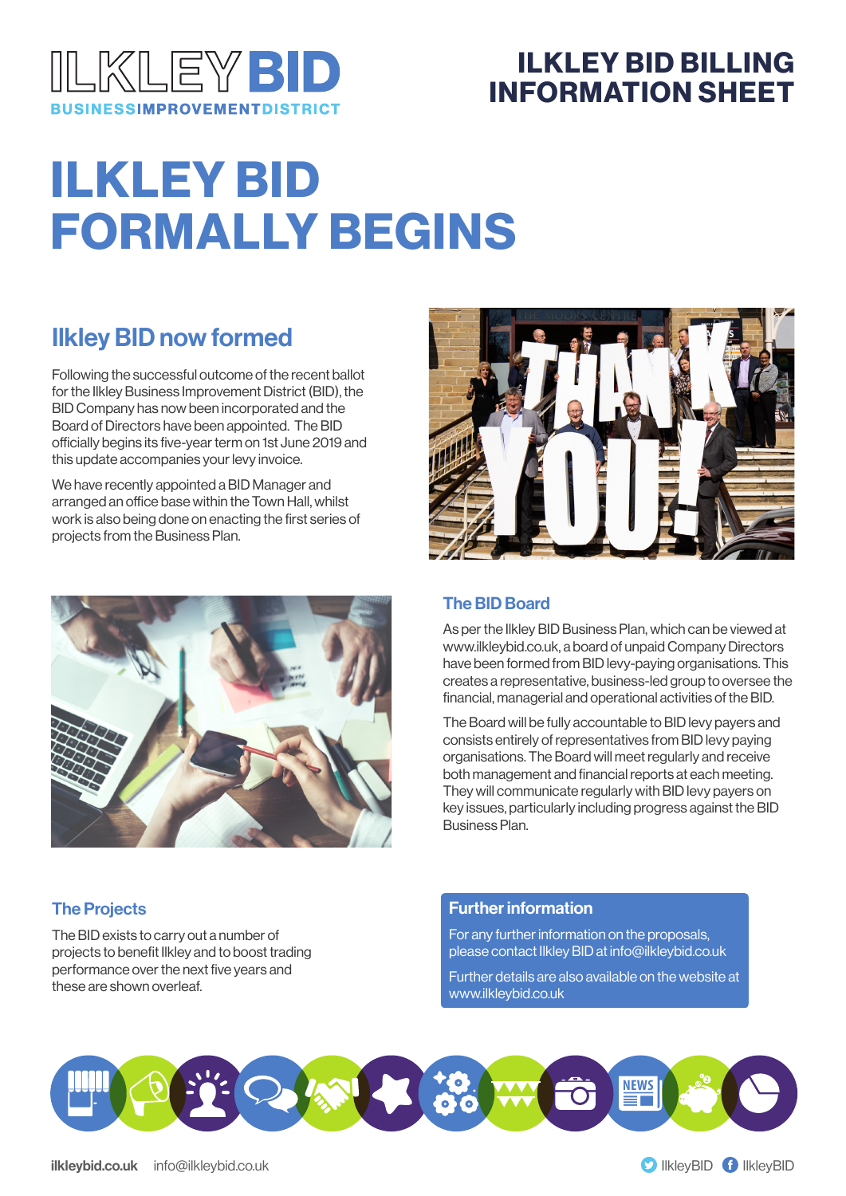ILKLEY BID
BUSINESS IMPROVEMENT DISTRICT

**ILKLEY BID BILLING INFORMATION SHEET**

# ILKLEY BID FORMALLY BEGINS

## Ilkley BID now formed

Following the successful outcome of the recent ballot for the Ilkley Business Improvement District (BID), the BID Company has now been incorporated and the Board of Directors have been appointed. The BID officially begins its five-year term on 1st June 2019 and this update accompanies your levy invoice.

We have recently appointed a BID Manager and arranged an office base within the Town Hall, whilst work is also being done on enacting the first series of projects from the Business Plan.

## The BID Board

As per the Ilkley BID Business Plan, which can be viewed at www.ilkleybid.co.uk, a board of unpaid Company Directors have been formed from BID levy-paying organisations. This creates a representative, business-led group to oversee the financial, managerial and operational activities of the BID.

The Board will be fully accountable to BID levy payers and consists entirely of representatives from BID levy paying organisations. The Board will meet regularly and receive both management and financial reports at each meeting. They will communicate regularly with BID levy payers on key issues, particularly including progress against the BID Business Plan.

## The Projects

The BID exists to carry out a number of projects to benefit Ilkley and to boost trading performance over the next five years and these are shown overleaf.

## Further information

For any further information on the proposals, please contact Ilkley BID at info@ilkleybid.co.uk

Further details are also available on the website at www.ilkleybid.co.uk

**ilkleybid.co.uk** info@ilkleybid.co.uk IlkleyBID IlkleyBID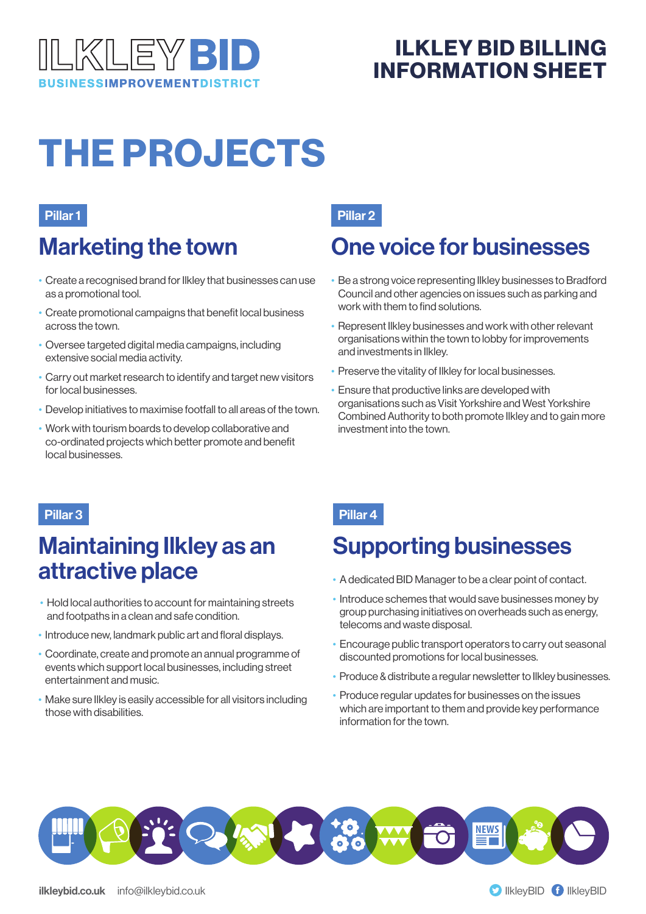# THE PROJECTS

## Pillar 1

### Marketing the town

- Create a recognised brand for Ilkley that businesses can use as a promotional tool.
- Create promotional campaigns that benefit local business across the town.
- Oversee targeted digital media campaigns, including extensive social media activity.
- Carry out market research to identify and target new visitors for local businesses.
- Develop initiatives to maximise footfall to all areas of the town.
- Work with tourism boards to develop collaborative and co-ordinated projects which better promote and benefit local businesses.

## Pillar 2

### One voice for businesses

- Be a strong voice representing Ilkley businesses to Bradford Council and other agencies on issues such as parking and work with them to find solutions.
- Represent Ilkley businesses and work with other relevant organisations within the town to lobby for improvements and investments in Ilkley.
- Preserve the vitality of Ilkley for local businesses.
- Ensure that productive links are developed with organisations such as Visit Yorkshire and West Yorkshire Combined Authority to both promote Ilkley and to gain more investment into the town.

## Pillar 3

### Maintaining Ilkley as an attractive place

- Hold local authorities to account for maintaining streets and footpaths in a clean and safe condition.
- Introduce new, landmark public art and floral displays.
- Coordinate, create and promote an annual programme of events which support local businesses, including street entertainment and music.
- Make sure Ilkley is easily accessible for all visitors including those with disabilities.

## Pillar 4

### Supporting businesses

- A dedicated BID Manager to be a clear point of contact.
- Introduce schemes that would save businesses money by group purchasing initiatives on overheads such as energy, telecoms and waste disposal.
- Encourage public transport operators to carry out seasonal discounted promotions for local businesses.
- Produce & distribute a regular newsletter to Ilkley businesses.
- Produce regular updates for businesses on the issues which are important to them and provide key performance information for the town.

**ilkleybid.co.uk** info@ilkleybid.co.uk

IlkleyBID IlkleyBID